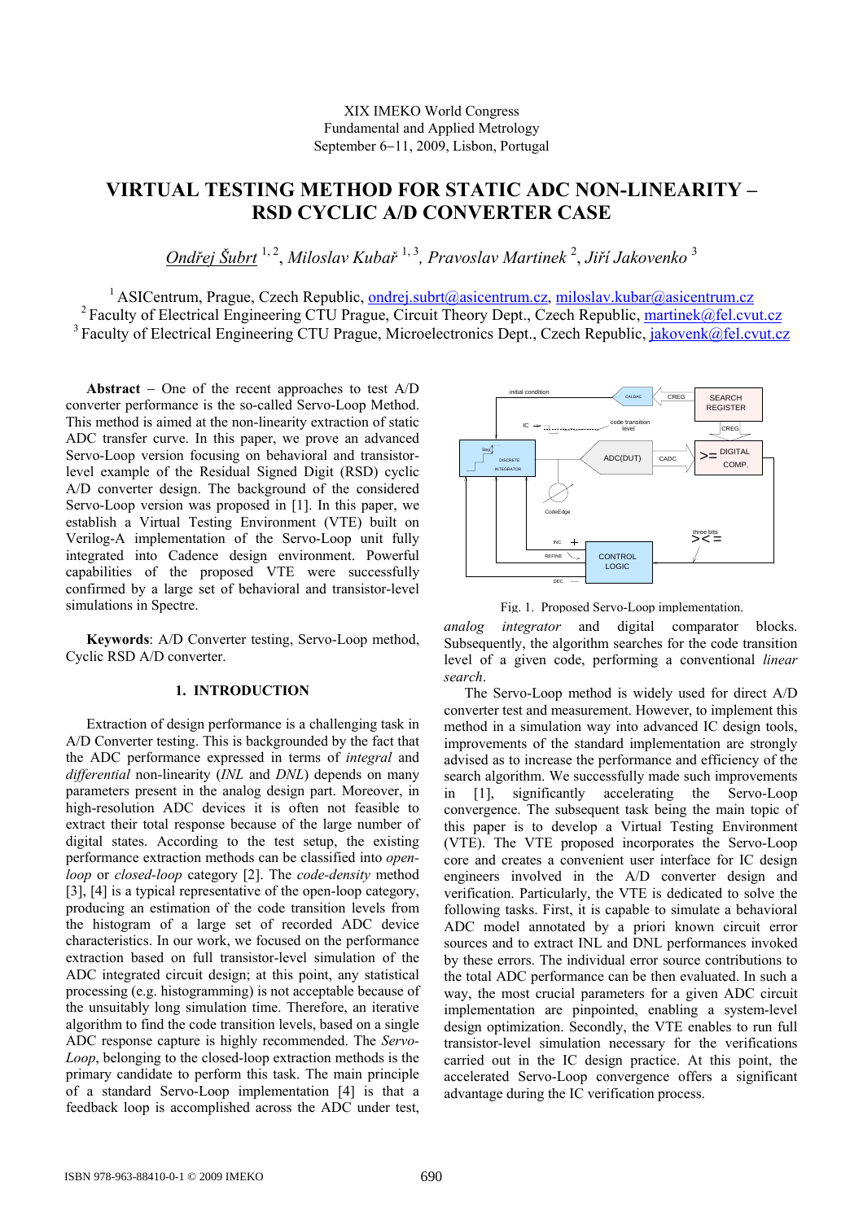XIX IMEKO World Congress
Fundamental and Applied Metrology
September 6−11, 2009, Lisbon, Portugal

# VIRTUAL TESTING METHOD FOR STATIC ADC NON-LINEARITY – RSD CYCLIC A/D CONVERTER CASE

*Ondřej Šubrt* [1,2], *Miloslav Kubař* [1,3], *Pravoslav Martinek* [2], *Jiří Jakovenko* [3]

[1] ASICentrum, Prague, Czech Republic, ondrej.subrt@asicentrum.cz, miloslav.kubar@asicentrum.cz
[2] Faculty of Electrical Engineering CTU Prague, Circuit Theory Dept., Czech Republic, martinek@fel.cvut.cz
[3] Faculty of Electrical Engineering CTU Prague, Microelectronics Dept., Czech Republic, jakovenk@fel.cvut.cz

**Abstract** – One of the recent approaches to test A/D converter performance is the so-called Servo-Loop Method. This method is aimed at the non-linearity extraction of static ADC transfer curve. In this paper, we prove an advanced Servo-Loop version focusing on behavioral and transistor-level example of the Residual Signed Digit (RSD) cyclic A/D converter design. The background of the considered Servo-Loop version was proposed in [1]. In this paper, we establish a Virtual Testing Environment (VTE) built on Verilog-A implementation of the Servo-Loop unit fully integrated into Cadence design environment. Powerful capabilities of the proposed VTE were successfully confirmed by a large set of behavioral and transistor-level simulations in Spectre.

**Keywords**: A/D Converter testing, Servo-Loop method, Cyclic RSD A/D converter.

## 1. INTRODUCTION

Extraction of design performance is a challenging task in A/D Converter testing. This is backgrounded by the fact that the ADC performance expressed in terms of *integral* and *differential* non-linearity (*INL* and *DNL*) depends on many parameters present in the analog design part. Moreover, in high-resolution ADC devices it is often not feasible to extract their total response because of the large number of digital states. According to the test setup, the existing performance extraction methods can be classified into *open-loop* or *closed-loop* category [2]. The *code-density* method [3], [4] is a typical representative of the open-loop category, producing an estimation of the code transition levels from the histogram of a large set of recorded ADC device characteristics. In our work, we focused on the performance extraction based on full transistor-level simulation of the ADC integrated circuit design; at this point, any statistical processing (e.g. histogramming) is not acceptable because of the unsuitably long simulation time. Therefore, an iterative algorithm to find the code transition levels, based on a single ADC response capture is highly recommended. The *Servo-Loop*, belonging to the closed-loop extraction methods is the primary candidate to perform this task. The main principle of a standard Servo-Loop implementation [4] is that a feedback loop is accomplished across the ADC under test,

initial condition
CALDAC
CREG
SEARCH REGISTER
IC
code transition level
CREG
Step
DISCRETE INTEGRATOR
ADC(DUT)
CADC
>=
DIGITAL COMP.
CodeEdge
three bits
><=
INC
REFINE
CONTROL LOGIC
DEC

Fig. 1. Proposed Servo-Loop implementation.

*analog integrator* and digital comparator blocks. Subsequently, the algorithm searches for the code transition level of a given code, performing a conventional *linear search*.

The Servo-Loop method is widely used for direct A/D converter test and measurement. However, to implement this method in a simulation way into advanced IC design tools, improvements of the standard implementation are strongly advised as to increase the performance and efficiency of the search algorithm. We successfully made such improvements in [1], significantly accelerating the Servo-Loop convergence. The subsequent task being the main topic of this paper is to develop a Virtual Testing Environment (VTE). The VTE proposed incorporates the Servo-Loop core and creates a convenient user interface for IC design engineers involved in the A/D converter design and verification. Particularly, the VTE is dedicated to solve the following tasks. First, it is capable to simulate a behavioral ADC model annotated by a priori known circuit error sources and to extract INL and DNL performances invoked by these errors. The individual error source contributions to the total ADC performance can be then evaluated. In such a way, the most crucial parameters for a given ADC circuit implementation are pinpointed, enabling a system-level design optimization. Secondly, the VTE enables to run full transistor-level simulation necessary for the verifications carried out in the IC design practice. At this point, the accelerated Servo-Loop convergence offers a significant advantage during the IC verification process.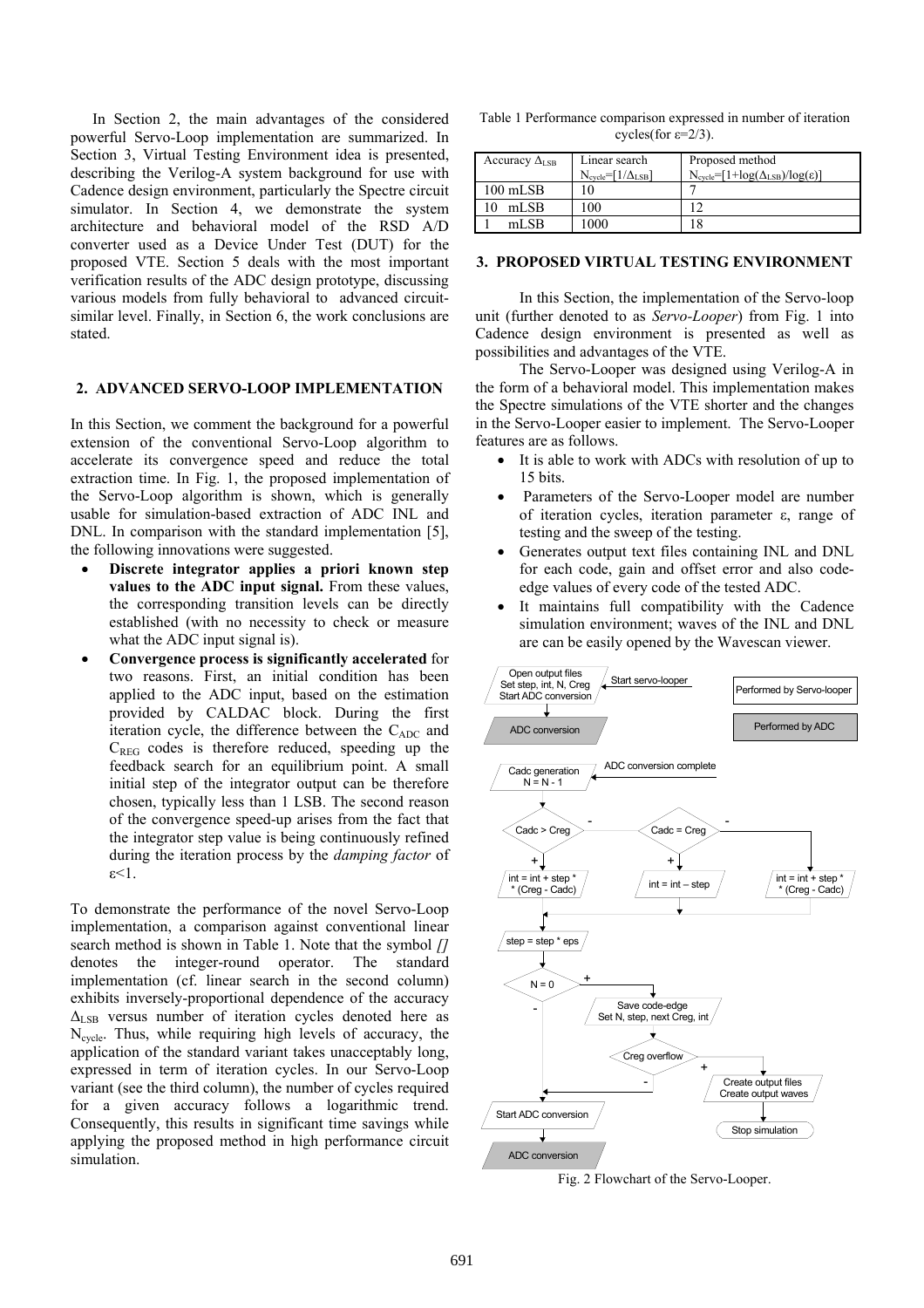In Section 2, the main advantages of the considered powerful Servo-Loop implementation are summarized. In Section 3, Virtual Testing Environment idea is presented, describing the Verilog-A system background for use with Cadence design environment, particularly the Spectre circuit simulator. In Section 4, we demonstrate the system architecture and behavioral model of the RSD A/D converter used as a Device Under Test (DUT) for the proposed VTE. Section 5 deals with the most important verification results of the ADC design prototype, discussing various models from fully behavioral to advanced circuit-similar level. Finally, in Section 6, the work conclusions are stated.

## 2. ADVANCED SERVO-LOOP IMPLEMENTATION

In this Section, we comment the background for a powerful extension of the conventional Servo-Loop algorithm to accelerate its convergence speed and reduce the total extraction time. In Fig. 1, the proposed implementation of the Servo-Loop algorithm is shown, which is generally usable for simulation-based extraction of ADC INL and DNL. In comparison with the standard implementation [5], the following innovations were suggested.

- **Discrete integrator applies a priori known step values to the ADC input signal.** From these values, the corresponding transition levels can be directly established (with no necessity to check or measure what the ADC input signal is).
- **Convergence process is significantly accelerated** for two reasons. First, an initial condition has been applied to the ADC input, based on the estimation provided by CALDAC block. During the first iteration cycle, the difference between the $C_{ADC}$ and $C_{REG}$ codes is therefore reduced, speeding up the feedback search for an equilibrium point. A small initial step of the integrator output can be therefore chosen, typically less than 1 LSB. The second reason of the convergence speed-up arises from the fact that the integrator step value is being continuously refined during the iteration process by the *damping factor* of $\varepsilon<1$.

To demonstrate the performance of the novel Servo-Loop implementation, a comparison against conventional linear search method is shown in Table 1. Note that the symbol *[]* denotes the integer-round operator. The standard implementation (cf. linear search in the second column) exhibits inversely-proportional dependence of the accuracy $\Delta_{LSB}$ versus number of iteration cycles denoted here as $N_{cycle}$. Thus, while requiring high levels of accuracy, the application of the standard variant takes unacceptably long, expressed in term of iteration cycles. In our Servo-Loop variant (see the third column), the number of cycles required for a given accuracy follows a logarithmic trend. Consequently, this results in significant time savings while applying the proposed method in high performance circuit simulation.

Table 1 Performance comparison expressed in number of iteration cycles(for $\varepsilon$=2/3).

| Accuracy $\Delta_{LSB}$ | Linear search $N_{cycle}=[1/\Delta_{LSB}]$ | Proposed method $N_{cycle}=[1+\log(\Delta_{LSB})/\log(\varepsilon)]$ |
|---|---|---|
| 100 mLSB | 10 | 7 |
| 10 mLSB | 100 | 12 |
| 1 mLSB | 1000 | 18 |

## 3. PROPOSED VIRTUAL TESTING ENVIRONMENT

In this Section, the implementation of the Servo-loop unit (further denoted to as *Servo-Looper*) from Fig. 1 into Cadence design environment is presented as well as possibilities and advantages of the VTE.

The Servo-Looper was designed using Verilog-A in the form of a behavioral model. This implementation makes the Spectre simulations of the VTE shorter and the changes in the Servo-Looper easier to implement. The Servo-Looper features are as follows.

- It is able to work with ADCs with resolution of up to 15 bits.
- Parameters of the Servo-Looper model are number of iteration cycles, iteration parameter ε, range of testing and the sweep of the testing.
- Generates output text files containing INL and DNL for each code, gain and offset error and also code-edge values of every code of the tested ADC.
- It maintains full compatibility with the Cadence simulation environment; waves of the INL and DNL are can be easily opened by the Wavescan viewer.

Fig. 2 Flowchart of the Servo-Looper.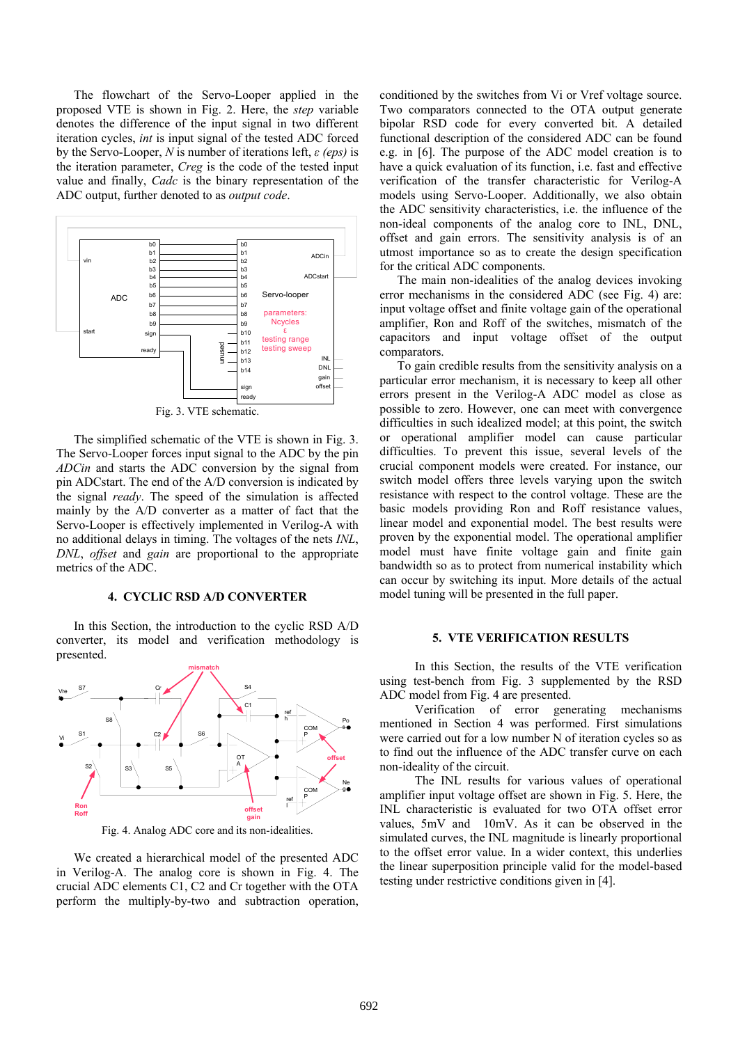The flowchart of the Servo-Looper applied in the proposed VTE is shown in Fig. 2. Here, the *step* variable denotes the difference of the input signal in two different iteration cycles, *int* is input signal of the tested ADC forced by the Servo-Looper, *N* is number of iterations left, *ε (eps)* is the iteration parameter, *Creg* is the code of the tested input value and finally, *Cadc* is the binary representation of the ADC output, further denoted to as *output code*.

Fig. 3. VTE schematic.

The simplified schematic of the VTE is shown in Fig. 3. The Servo-Looper forces input signal to the ADC by the pin *ADCin* and starts the ADC conversion by the signal from pin ADCstart. The end of the A/D conversion is indicated by the signal *ready*. The speed of the simulation is affected mainly by the A/D converter as a matter of fact that the Servo-Looper is effectively implemented in Verilog-A with no additional delays in timing. The voltages of the nets *INL*, *DNL*, *offset* and *gain* are proportional to the appropriate metrics of the ADC.

## 4. CYCLIC RSD A/D CONVERTER

In this Section, the introduction to the cyclic RSD A/D converter, its model and verification methodology is presented.

Fig. 4. Analog ADC core and its non-idealities.

We created a hierarchical model of the presented ADC in Verilog-A. The analog core is shown in Fig. 4. The crucial ADC elements C1, C2 and Cr together with the OTA perform the multiply-by-two and subtraction operation, conditioned by the switches from Vi or Vref voltage source. Two comparators connected to the OTA output generate bipolar RSD code for every converted bit. A detailed functional description of the considered ADC can be found e.g. in [6]. The purpose of the ADC model creation is to have a quick evaluation of its function, i.e. fast and effective verification of the transfer characteristic for Verilog-A models using Servo-Looper. Additionally, we also obtain the ADC sensitivity characteristics, i.e. the influence of the non-ideal components of the analog core to INL, DNL, offset and gain errors. The sensitivity analysis is of an utmost importance so as to create the design specification for the critical ADC components.

The main non-idealities of the analog devices invoking error mechanisms in the considered ADC (see Fig. 4) are: input voltage offset and finite voltage gain of the operational amplifier, Ron and Roff of the switches, mismatch of the capacitors and input voltage offset of the output comparators.

To gain credible results from the sensitivity analysis on a particular error mechanism, it is necessary to keep all other errors present in the Verilog-A ADC model as close as possible to zero. However, one can meet with convergence difficulties in such idealized model; at this point, the switch or operational amplifier model can cause particular difficulties. To prevent this issue, several levels of the crucial component models were created. For instance, our switch model offers three levels varying upon the switch resistance with respect to the control voltage. These are the basic models providing Ron and Roff resistance values, linear model and exponential model. The best results were proven by the exponential model. The operational amplifier model must have finite voltage gain and finite gain bandwidth so as to protect from numerical instability which can occur by switching its input. More details of the actual model tuning will be presented in the full paper.

## 5. VTE VERIFICATION RESULTS

In this Section, the results of the VTE verification using test-bench from Fig. 3 supplemented by the RSD ADC model from Fig. 4 are presented.

Verification of error generating mechanisms mentioned in Section 4 was performed. First simulations were carried out for a low number N of iteration cycles so as to find out the influence of the ADC transfer curve on each non-ideality of the circuit.

The INL results for various values of operational amplifier input voltage offset are shown in Fig. 5. Here, the INL characteristic is evaluated for two OTA offset error values, 5mV and 10mV. As it can be observed in the simulated curves, the INL magnitude is linearly proportional to the offset error value. In a wider context, this underlies the linear superposition principle valid for the model-based testing under restrictive conditions given in [4].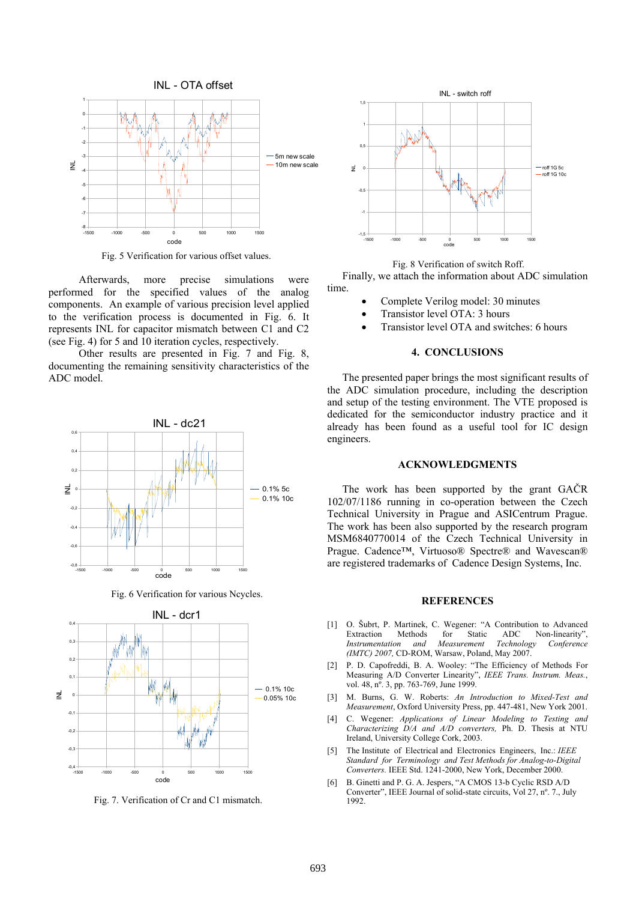INL - OTA offset

1
0
-1
-2
-3
-4
-5
-6
-7
-8

INL

-1500 -1000 -500 0 500 1000 1500

code

5m new scale
10m new scale

Fig. 5 Verification for various offset values.

Afterwards, more precise simulations were performed for the specified values of the analog components. An example of various precision level applied to the verification process is documented in Fig. 6. It represents INL for capacitor mismatch between C1 and C2 (see Fig. 4) for 5 and 10 iteration cycles, respectively.

Other results are presented in Fig. 7 and Fig. 8, documenting the remaining sensitivity characteristics of the ADC model.

INL - dc21

0,6
0,4
0,2
0
-0,2
-0,4
-0,6
-0,8

INL

-1500 -1000 -500 0 500 1000 1500

code

0.1% 5c
0.1% 10c

Fig. 6 Verification for various Ncycles.

INL - dcr1

0,4
0,3
0,2
0,1
0
-0,1
-0,2
-0,3
-0,4

INL

-1500 -1000 -500 0 500 1000 1500

code

0.1% 10c
0.05% 10c

Fig. 7. Verification of Cr and C1 mismatch.

INL - switch roff

1,5
1
0,5
0
-0,5
-1
-1,5

INL

-1500 -1000 -500 0 500 1000 1500

code

roff 1G 5c
roff 1G 10c

Fig. 8 Verification of switch Roff.

Finally, we attach the information about ADC simulation time.

- Complete Verilog model: 30 minutes
- Transistor level OTA: 3 hours
- Transistor level OTA and switches: 6 hours

## 4. CONCLUSIONS

The presented paper brings the most significant results of the ADC simulation procedure, including the description and setup of the testing environment. The VTE proposed is dedicated for the semiconductor industry practice and it already has been found as a useful tool for IC design engineers.

## ACKNOWLEDGMENTS

The work has been supported by the grant GAČR 102/07/1186 running in co-operation between the Czech Technical University in Prague and ASICentrum Prague. The work has been also supported by the research program MSM6840770014 of the Czech Technical University in Prague. Cadence™, Virtuoso® Spectre® and Wavescan® are registered trademarks of Cadence Design Systems, Inc.

## REFERENCES

[1] O. Šubrt, P. Martinek, C. Wegener: "A Contribution to Advanced Extraction Methods for Static ADC Non-linearity", *Instrumentation and Measurement Technology Conference (IMTC) 2007*, CD-ROM, Warsaw, Poland, May 2007.

[2] P. D. Capofreddi, B. A. Wooley: "The Efficiency of Methods For Measuring A/D Converter Linearity", *IEEE Trans. Instrum. Meas.*, vol. 48, nº. 3, pp. 763-769, June 1999.

[3] M. Burns, G. W. Roberts: *An Introduction to Mixed-Test and Measurement*, Oxford University Press, pp. 447-481, New York 2001.

[4] C. Wegener: *Applications of Linear Modeling to Testing and Characterizing D/A and A/D converters,* Ph. D. Thesis at NTU Ireland, University College Cork, 2003.

[5] The Institute of Electrical and Electronics Engineers, Inc.: *IEEE Standard for Terminology and Test Methods for Analog-to-Digital Converters.* IEEE Std. 1241-2000, New York, December 2000.

[6] B. Ginetti and P. G. A. Jespers, "A CMOS 13-b Cyclic RSD A/D Converter", IEEE Journal of solid-state circuits, Vol 27, nº. 7., July 1992.